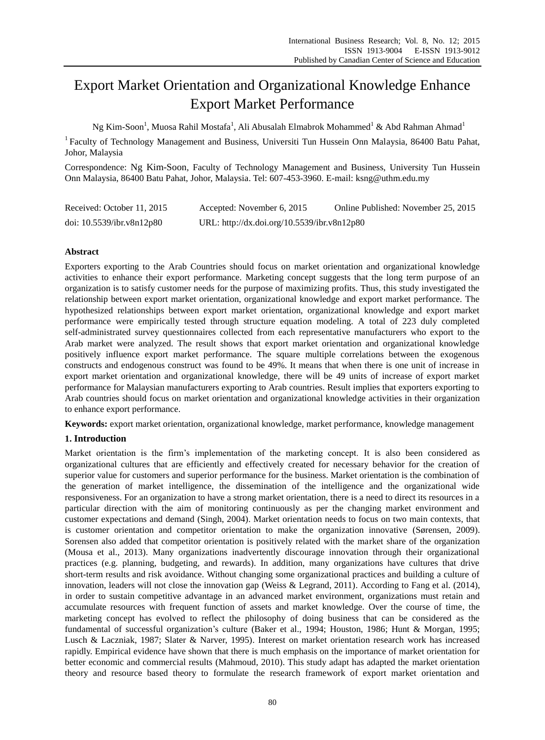# Export Market Orientation and Organizational Knowledge Enhance Export Market Performance

Ng Kim-Soon[1], Muosa Rahil Mostafa[1], Ali Abusalah Elmabrok Mohammed[1] & Abd Rahman Ahmad[1]

[1] Faculty of Technology Management and Business, Universiti Tun Hussein Onn Malaysia, 86400 Batu Pahat, Johor, Malaysia

Correspondence: Ng Kim-Soon, Faculty of Technology Management and Business, University Tun Hussein Onn Malaysia, 86400 Batu Pahat, Johor, Malaysia. Tel: 607-453-3960. E-mail: ksng@uthm.edu.my

Received: October 11, 2015 Accepted: November 6, 2015 Online Published: November 25, 2015

doi: 10.5539/ibr.v8n12p80 URL: http://dx.doi.org/10.5539/ibr.v8n12p80

## Abstract

Exporters exporting to the Arab Countries should focus on market orientation and organizational knowledge activities to enhance their export performance. Marketing concept suggests that the long term purpose of an organization is to satisfy customer needs for the purpose of maximizing profits. Thus, this study investigated the relationship between export market orientation, organizational knowledge and export market performance. The hypothesized relationships between export market orientation, organizational knowledge and export market performance were empirically tested through structure equation modeling. A total of 223 duly completed self-administrated survey questionnaires collected from each representative manufacturers who export to the Arab market were analyzed. The result shows that export market orientation and organizational knowledge positively influence export market performance. The square multiple correlations between the exogenous constructs and endogenous construct was found to be 49%. It means that when there is one unit of increase in export market orientation and organizational knowledge, there will be 49 units of increase of export market performance for Malaysian manufacturers exporting to Arab countries. Result implies that exporters exporting to Arab countries should focus on market orientation and organizational knowledge activities in their organization to enhance export performance.

**Keywords:** export market orientation, organizational knowledge, market performance, knowledge management

## 1. Introduction

Market orientation is the firm's implementation of the marketing concept. It is also been considered as organizational cultures that are efficiently and effectively created for necessary behavior for the creation of superior value for customers and superior performance for the business. Market orientation is the combination of the generation of market intelligence, the dissemination of the intelligence and the organizational wide responsiveness. For an organization to have a strong market orientation, there is a need to direct its resources in a particular direction with the aim of monitoring continuously as per the changing market environment and customer expectations and demand (Singh, 2004). Market orientation needs to focus on two main contexts, that is customer orientation and competitor orientation to make the organization innovative (Sørensen, 2009). Sorensen also added that competitor orientation is positively related with the market share of the organization (Mousa et al., 2013). Many organizations inadvertently discourage innovation through their organizational practices (e.g. planning, budgeting, and rewards). In addition, many organizations have cultures that drive short-term results and risk avoidance. Without changing some organizational practices and building a culture of innovation, leaders will not close the innovation gap (Weiss & Legrand, 2011). According to Fang et al. (2014), in order to sustain competitive advantage in an advanced market environment, organizations must retain and accumulate resources with frequent function of assets and market knowledge. Over the course of time, the marketing concept has evolved to reflect the philosophy of doing business that can be considered as the fundamental of successful organization's culture (Baker et al., 1994; Houston, 1986; Hunt & Morgan, 1995; Lusch & Laczniak, 1987; Slater & Narver, 1995). Interest on market orientation research work has increased rapidly. Empirical evidence have shown that there is much emphasis on the importance of market orientation for better economic and commercial results (Mahmoud, 2010). This study adapt has adapted the market orientation theory and resource based theory to formulate the research framework of export market orientation and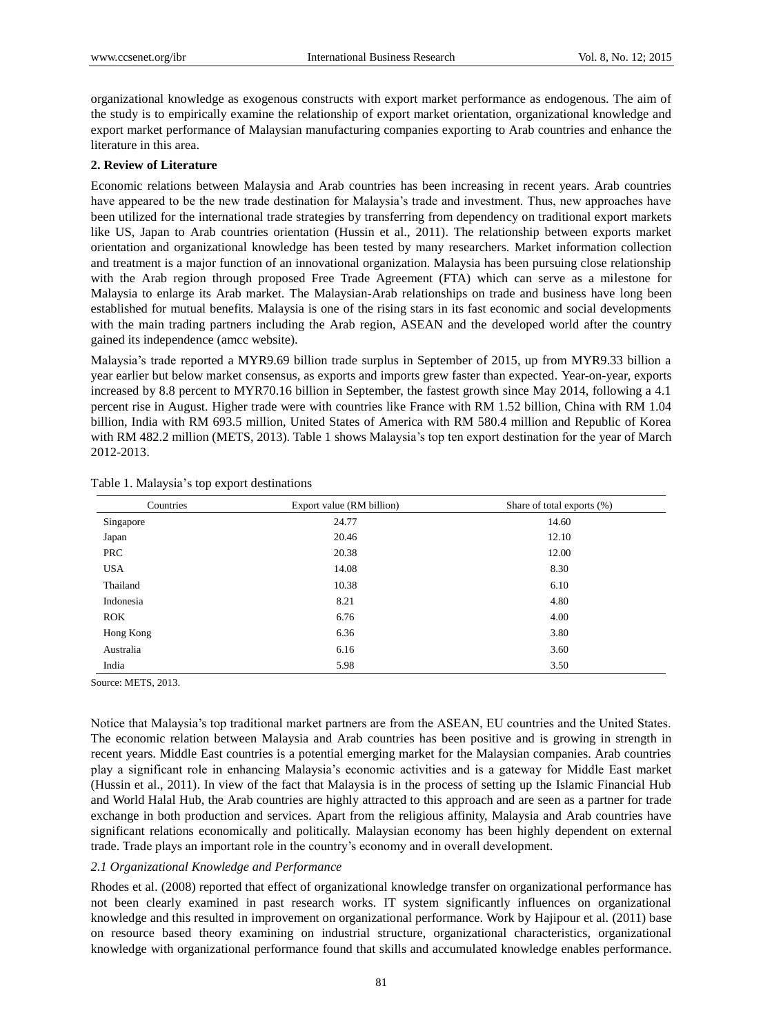organizational knowledge as exogenous constructs with export market performance as endogenous. The aim of the study is to empirically examine the relationship of export market orientation, organizational knowledge and export market performance of Malaysian manufacturing companies exporting to Arab countries and enhance the literature in this area.

## 2. Review of Literature

Economic relations between Malaysia and Arab countries has been increasing in recent years. Arab countries have appeared to be the new trade destination for Malaysia's trade and investment. Thus, new approaches have been utilized for the international trade strategies by transferring from dependency on traditional export markets like US, Japan to Arab countries orientation (Hussin et al., 2011). The relationship between exports market orientation and organizational knowledge has been tested by many researchers. Market information collection and treatment is a major function of an innovational organization. Malaysia has been pursuing close relationship with the Arab region through proposed Free Trade Agreement (FTA) which can serve as a milestone for Malaysia to enlarge its Arab market. The Malaysian-Arab relationships on trade and business have long been established for mutual benefits. Malaysia is one of the rising stars in its fast economic and social developments with the main trading partners including the Arab region, ASEAN and the developed world after the country gained its independence (amcc website).

Malaysia's trade reported a MYR9.69 billion trade surplus in September of 2015, up from MYR9.33 billion a year earlier but below market consensus, as exports and imports grew faster than expected. Year-on-year, exports increased by 8.8 percent to MYR70.16 billion in September, the fastest growth since May 2014, following a 4.1 percent rise in August. Higher trade were with countries like France with RM 1.52 billion, China with RM 1.04 billion, India with RM 693.5 million, United States of America with RM 580.4 million and Republic of Korea with RM 482.2 million (METS, 2013). Table 1 shows Malaysia's top ten export destination for the year of March 2012-2013.

Table 1. Malaysia's top export destinations

| Countries | Export value (RM billion) | Share of total exports (%) |
|---|---|---|
| Singapore | 24.77 | 14.60 |
| Japan | 20.46 | 12.10 |
| PRC | 20.38 | 12.00 |
| USA | 14.08 | 8.30 |
| Thailand | 10.38 | 6.10 |
| Indonesia | 8.21 | 4.80 |
| ROK | 6.76 | 4.00 |
| Hong Kong | 6.36 | 3.80 |
| Australia | 6.16 | 3.60 |
| India | 5.98 | 3.50 |

Source: METS, 2013.

Notice that Malaysia's top traditional market partners are from the ASEAN, EU countries and the United States. The economic relation between Malaysia and Arab countries has been positive and is growing in strength in recent years. Middle East countries is a potential emerging market for the Malaysian companies. Arab countries play a significant role in enhancing Malaysia's economic activities and is a gateway for Middle East market (Hussin et al., 2011). In view of the fact that Malaysia is in the process of setting up the Islamic Financial Hub and World Halal Hub, the Arab countries are highly attracted to this approach and are seen as a partner for trade exchange in both production and services. Apart from the religious affinity, Malaysia and Arab countries have significant relations economically and politically. Malaysian economy has been highly dependent on external trade. Trade plays an important role in the country's economy and in overall development.

### *2.1 Organizational Knowledge and Performance*

Rhodes et al. (2008) reported that effect of organizational knowledge transfer on organizational performance has not been clearly examined in past research works. IT system significantly influences on organizational knowledge and this resulted in improvement on organizational performance. Work by Hajipour et al. (2011) base on resource based theory examining on industrial structure, organizational characteristics, organizational knowledge with organizational performance found that skills and accumulated knowledge enables performance.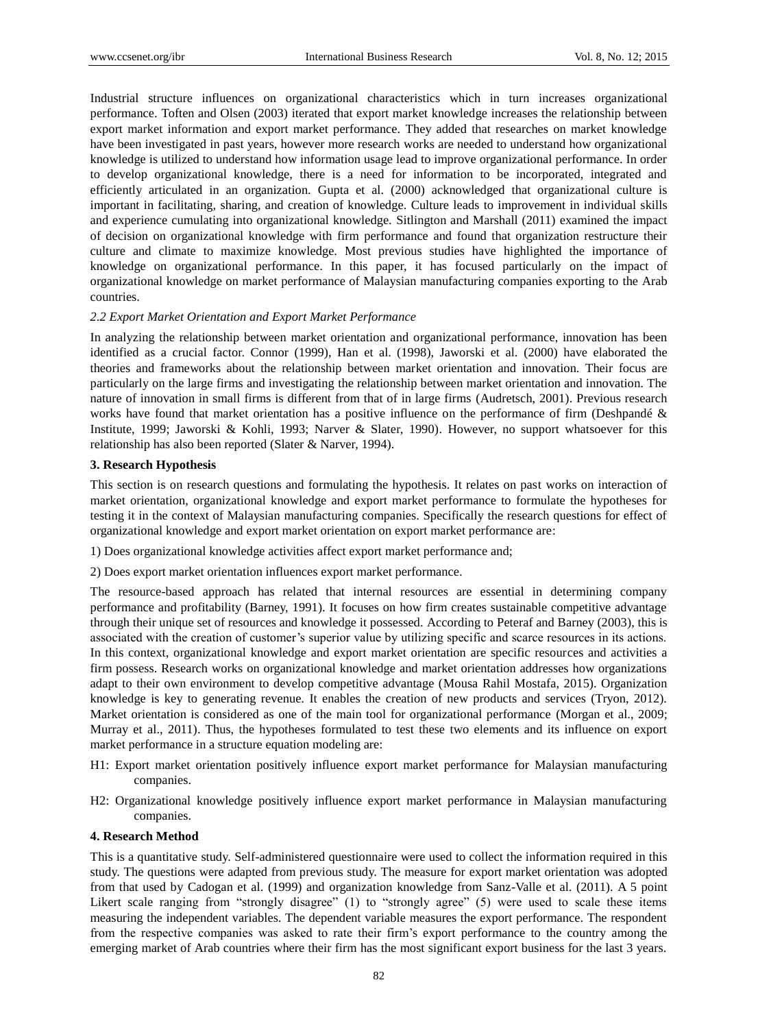Industrial structure influences on organizational characteristics which in turn increases organizational performance. Toften and Olsen (2003) iterated that export market knowledge increases the relationship between export market information and export market performance. They added that researches on market knowledge have been investigated in past years, however more research works are needed to understand how organizational knowledge is utilized to understand how information usage lead to improve organizational performance. In order to develop organizational knowledge, there is a need for information to be incorporated, integrated and efficiently articulated in an organization. Gupta et al. (2000) acknowledged that organizational culture is important in facilitating, sharing, and creation of knowledge. Culture leads to improvement in individual skills and experience cumulating into organizational knowledge. Sitlington and Marshall (2011) examined the impact of decision on organizational knowledge with firm performance and found that organization restructure their culture and climate to maximize knowledge. Most previous studies have highlighted the importance of knowledge on organizational performance. In this paper, it has focused particularly on the impact of organizational knowledge on market performance of Malaysian manufacturing companies exporting to the Arab countries.

### *2.2 Export Market Orientation and Export Market Performance*

In analyzing the relationship between market orientation and organizational performance, innovation has been identified as a crucial factor. Connor (1999), Han et al. (1998), Jaworski et al. (2000) have elaborated the theories and frameworks about the relationship between market orientation and innovation. Their focus are particularly on the large firms and investigating the relationship between market orientation and innovation. The nature of innovation in small firms is different from that of in large firms (Audretsch, 2001). Previous research works have found that market orientation has a positive influence on the performance of firm (Deshpandé & Institute, 1999; Jaworski & Kohli, 1993; Narver & Slater, 1990). However, no support whatsoever for this relationship has also been reported (Slater & Narver, 1994).

## 3. Research Hypothesis

This section is on research questions and formulating the hypothesis. It relates on past works on interaction of market orientation, organizational knowledge and export market performance to formulate the hypotheses for testing it in the context of Malaysian manufacturing companies. Specifically the research questions for effect of organizational knowledge and export market orientation on export market performance are:

1) Does organizational knowledge activities affect export market performance and;

2) Does export market orientation influences export market performance.

The resource-based approach has related that internal resources are essential in determining company performance and profitability (Barney, 1991). It focuses on how firm creates sustainable competitive advantage through their unique set of resources and knowledge it possessed. According to Peteraf and Barney (2003), this is associated with the creation of customer's superior value by utilizing specific and scarce resources in its actions. In this context, organizational knowledge and export market orientation are specific resources and activities a firm possess. Research works on organizational knowledge and market orientation addresses how organizations adapt to their own environment to develop competitive advantage (Mousa Rahil Mostafa, 2015). Organization knowledge is key to generating revenue. It enables the creation of new products and services (Tryon, 2012). Market orientation is considered as one of the main tool for organizational performance (Morgan et al., 2009; Murray et al., 2011). Thus, the hypotheses formulated to test these two elements and its influence on export market performance in a structure equation modeling are:

H1: Export market orientation positively influence export market performance for Malaysian manufacturing companies.

H2: Organizational knowledge positively influence export market performance in Malaysian manufacturing companies.

## 4. Research Method

This is a quantitative study. Self-administered questionnaire were used to collect the information required in this study. The questions were adapted from previous study. The measure for export market orientation was adopted from that used by Cadogan et al. (1999) and organization knowledge from Sanz-Valle et al. (2011). A 5 point Likert scale ranging from "strongly disagree" (1) to "strongly agree" (5) were used to scale these items measuring the independent variables. The dependent variable measures the export performance. The respondent from the respective companies was asked to rate their firm's export performance to the country among the emerging market of Arab countries where their firm has the most significant export business for the last 3 years.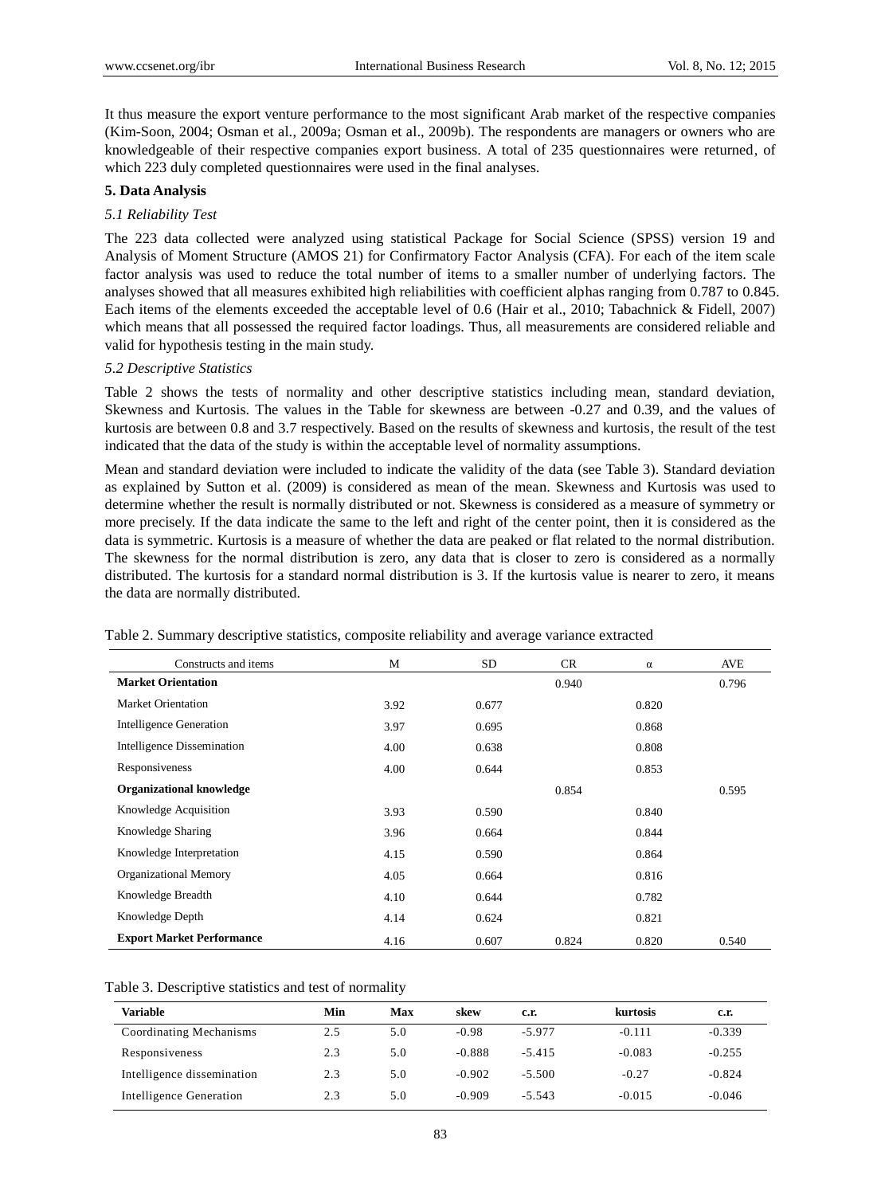It thus measure the export venture performance to the most significant Arab market of the respective companies (Kim-Soon, 2004; Osman et al., 2009a; Osman et al., 2009b). The respondents are managers or owners who are knowledgeable of their respective companies export business. A total of 235 questionnaires were returned, of which 223 duly completed questionnaires were used in the final analyses.

## 5. Data Analysis

### *5.1 Reliability Test*

The 223 data collected were analyzed using statistical Package for Social Science (SPSS) version 19 and Analysis of Moment Structure (AMOS 21) for Confirmatory Factor Analysis (CFA). For each of the item scale factor analysis was used to reduce the total number of items to a smaller number of underlying factors. The analyses showed that all measures exhibited high reliabilities with coefficient alphas ranging from 0.787 to 0.845. Each items of the elements exceeded the acceptable level of 0.6 (Hair et al., 2010; Tabachnick & Fidell, 2007) which means that all possessed the required factor loadings. Thus, all measurements are considered reliable and valid for hypothesis testing in the main study.

### *5.2 Descriptive Statistics*

Table 2 shows the tests of normality and other descriptive statistics including mean, standard deviation, Skewness and Kurtosis. The values in the Table for skewness are between -0.27 and 0.39, and the values of kurtosis are between 0.8 and 3.7 respectively. Based on the results of skewness and kurtosis, the result of the test indicated that the data of the study is within the acceptable level of normality assumptions.

Mean and standard deviation were included to indicate the validity of the data (see Table 3). Standard deviation as explained by Sutton et al. (2009) is considered as mean of the mean. Skewness and Kurtosis was used to determine whether the result is normally distributed or not. Skewness is considered as a measure of symmetry or more precisely. If the data indicate the same to the left and right of the center point, then it is considered as the data is symmetric. Kurtosis is a measure of whether the data are peaked or flat related to the normal distribution. The skewness for the normal distribution is zero, any data that is closer to zero is considered as a normally distributed. The kurtosis for a standard normal distribution is 3. If the kurtosis value is nearer to zero, it means the data are normally distributed.

Table 2. Summary descriptive statistics, composite reliability and average variance extracted

| Constructs and items | M | SD | CR | α | AVE |
|---|---|---|---|---|---|
| **Market Orientation** | | | 0.940 | | 0.796 |
| Market Orientation | 3.92 | 0.677 | | 0.820 | |
| Intelligence Generation | 3.97 | 0.695 | | 0.868 | |
| Intelligence Dissemination | 4.00 | 0.638 | | 0.808 | |
| Responsiveness | 4.00 | 0.644 | | 0.853 | |
| **Organizational knowledge** | | | 0.854 | | 0.595 |
| Knowledge Acquisition | 3.93 | 0.590 | | 0.840 | |
| Knowledge Sharing | 3.96 | 0.664 | | 0.844 | |
| Knowledge Interpretation | 4.15 | 0.590 | | 0.864 | |
| Organizational Memory | 4.05 | 0.664 | | 0.816 | |
| Knowledge Breadth | 4.10 | 0.644 | | 0.782 | |
| Knowledge Depth | 4.14 | 0.624 | | 0.821 | |
| **Export Market Performance** | 4.16 | 0.607 | 0.824 | 0.820 | 0.540 |

Table 3. Descriptive statistics and test of normality

| Variable | Min | Max | skew | c.r. | kurtosis | c.r. |
|---|---|---|---|---|---|---|
| Coordinating Mechanisms | 2.5 | 5.0 | -0.98 | -5.977 | -0.111 | -0.339 |
| Responsiveness | 2.3 | 5.0 | -0.888 | -5.415 | -0.083 | -0.255 |
| Intelligence dissemination | 2.3 | 5.0 | -0.902 | -5.500 | -0.27 | -0.824 |
| Intelligence Generation | 2.3 | 5.0 | -0.909 | -5.543 | -0.015 | -0.046 |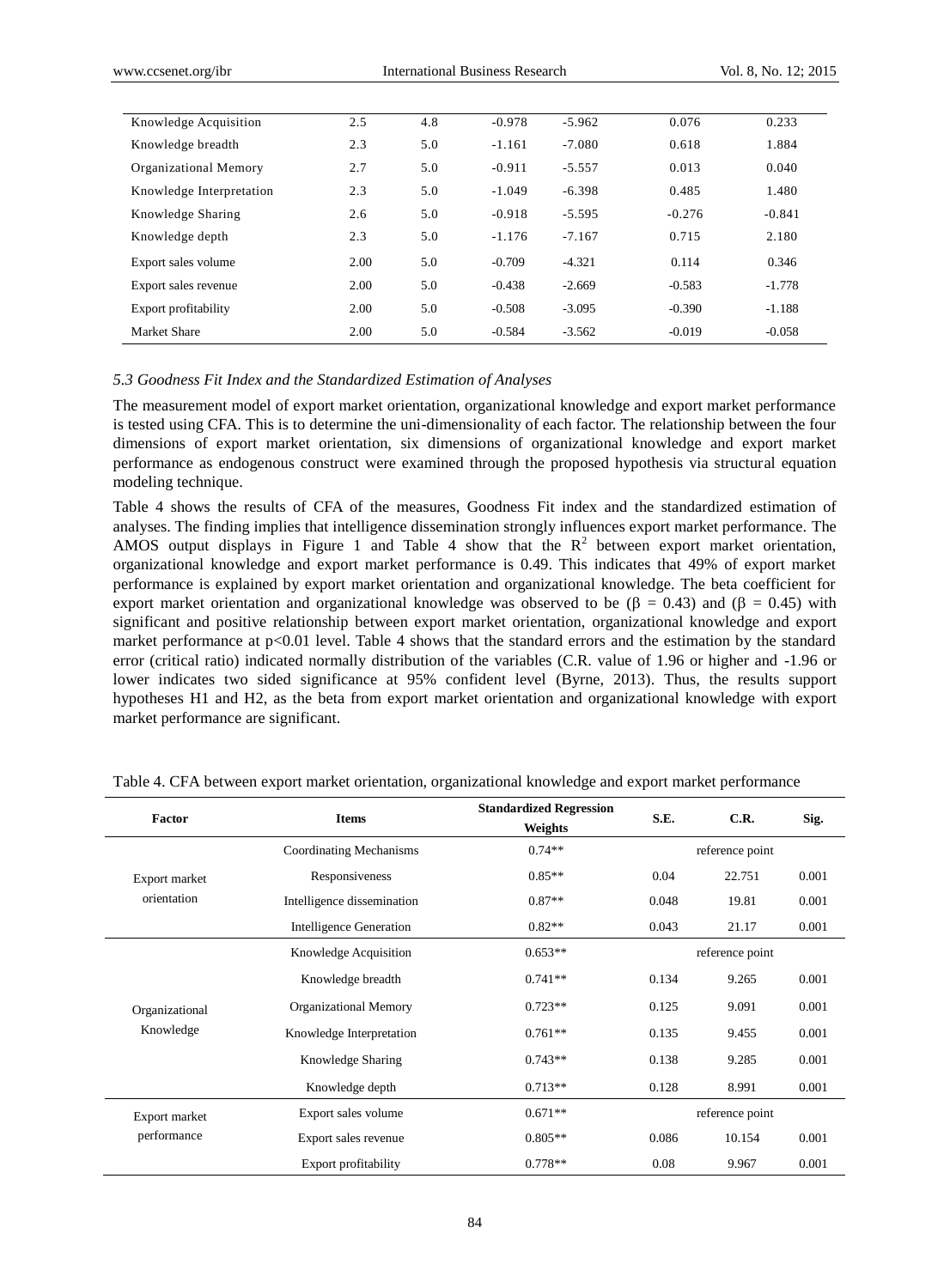| | | | | | | |
|---|---|---|---|---|---|---|
| Knowledge Acquisition | 2.5 | 4.8 | -0.978 | -5.962 | 0.076 | 0.233 |
| Knowledge breadth | 2.3 | 5.0 | -1.161 | -7.080 | 0.618 | 1.884 |
| Organizational Memory | 2.7 | 5.0 | -0.911 | -5.557 | 0.013 | 0.040 |
| Knowledge Interpretation | 2.3 | 5.0 | -1.049 | -6.398 | 0.485 | 1.480 |
| Knowledge Sharing | 2.6 | 5.0 | -0.918 | -5.595 | -0.276 | -0.841 |
| Knowledge depth | 2.3 | 5.0 | -1.176 | -7.167 | 0.715 | 2.180 |
| Export sales volume | 2.00 | 5.0 | -0.709 | -4.321 | 0.114 | 0.346 |
| Export sales revenue | 2.00 | 5.0 | -0.438 | -2.669 | -0.583 | -1.778 |
| Export profitability | 2.00 | 5.0 | -0.508 | -3.095 | -0.390 | -1.188 |
| Market Share | 2.00 | 5.0 | -0.584 | -3.562 | -0.019 | -0.058 |

### *5.3 Goodness Fit Index and the Standardized Estimation of Analyses*

The measurement model of export market orientation, organizational knowledge and export market performance is tested using CFA. This is to determine the uni-dimensionality of each factor. The relationship between the four dimensions of export market orientation, six dimensions of organizational knowledge and export market performance as endogenous construct were examined through the proposed hypothesis via structural equation modeling technique.

Table 4 shows the results of CFA of the measures, Goodness Fit index and the standardized estimation of analyses. The finding implies that intelligence dissemination strongly influences export market performance. The AMOS output displays in Figure 1 and Table 4 show that the $R^2$ between export market orientation, organizational knowledge and export market performance is 0.49. This indicates that 49% of export market performance is explained by export market orientation and organizational knowledge. The beta coefficient for export market orientation and organizational knowledge was observed to be ($\beta$ = 0.43) and ($\beta$ = 0.45) with significant and positive relationship between export market orientation, organizational knowledge and export market performance at $p<0.01$ level. Table 4 shows that the standard errors and the estimation by the standard error (critical ratio) indicated normally distribution of the variables (C.R. value of 1.96 or higher and -1.96 or lower indicates two sided significance at 95% confident level (Byrne, 2013). Thus, the results support hypotheses H1 and H2, as the beta from export market orientation and organizational knowledge with export market performance are significant.

Table 4. CFA between export market orientation, organizational knowledge and export market performance

| Factor | Items | Standardized Regression Weights | S.E. | C.R. | Sig. |
|---|---|---|---|---|---|
| Export market orientation | Coordinating Mechanisms | 0.74** | reference point | | |
| | Responsiveness | 0.85** | 0.04 | 22.751 | 0.001 |
| | Intelligence dissemination | 0.87** | 0.048 | 19.81 | 0.001 |
| | Intelligence Generation | 0.82** | 0.043 | 21.17 | 0.001 |
| Organizational Knowledge | Knowledge Acquisition | 0.653** | reference point | | |
| | Knowledge breadth | 0.741** | 0.134 | 9.265 | 0.001 |
| | Organizational Memory | 0.723** | 0.125 | 9.091 | 0.001 |
| | Knowledge Interpretation | 0.761** | 0.135 | 9.455 | 0.001 |
| | Knowledge Sharing | 0.743** | 0.138 | 9.285 | 0.001 |
| | Knowledge depth | 0.713** | 0.128 | 8.991 | 0.001 |
| Export market performance | Export sales volume | 0.671** | reference point | | |
| | Export sales revenue | 0.805** | 0.086 | 10.154 | 0.001 |
| | Export profitability | 0.778** | 0.08 | 9.967 | 0.001 |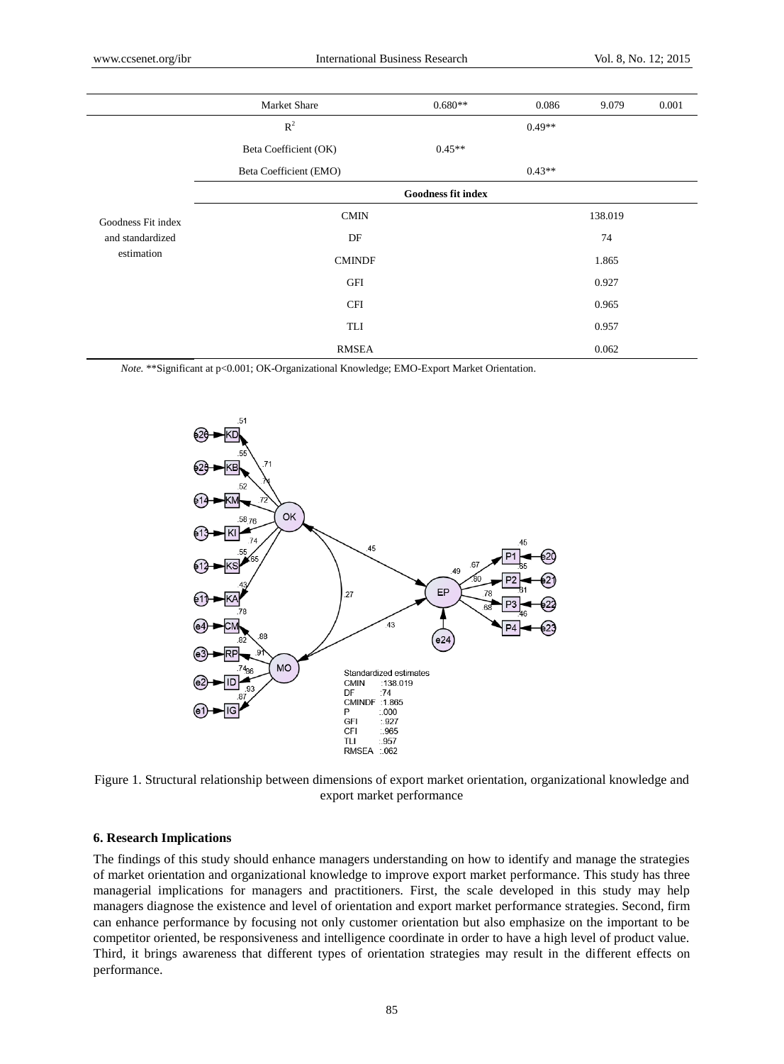|  |  |  |  |  |  |
|---|---|---|---|---|---|
|  | Market Share | 0.680** | 0.086 | 9.079 | 0.001 |
| Goodness Fit index and standardized estimation | $R^2$ |  | 0.49** |  |  |
|  | Beta Coefficient (OK) | 0.45** |  |  |  |
|  | Beta Coefficient (EMO) |  | 0.43** |  |  |
|  | **Goodness fit index** |  |  |  |  |
|  | CMIN |  |  | 138.019 |  |
|  | DF |  |  | 74 |  |
|  | CMINDF |  |  | 1.865 |  |
|  | GFI |  |  | 0.927 |  |
|  | CFI |  |  | 0.965 |  |
|  | TLI |  |  | 0.957 |  |
|  | RMSEA |  |  | 0.062 |  |

*Note.* **Significant at p<0.001; OK-Organizational Knowledge; EMO-Export Market Orientation.

Figure 1. Structural relationship between dimensions of export market orientation, organizational knowledge and export market performance

## 6. Research Implications

The findings of this study should enhance managers understanding on how to identify and manage the strategies of market orientation and organizational knowledge to improve export market performance. This study has three managerial implications for managers and practitioners. First, the scale developed in this study may help managers diagnose the existence and level of orientation and export market performance strategies. Second, firm can enhance performance by focusing not only customer orientation but also emphasize on the important to be competitor oriented, be responsiveness and intelligence coordinate in order to have a high level of product value. Third, it brings awareness that different types of orientation strategies may result in the different effects on performance.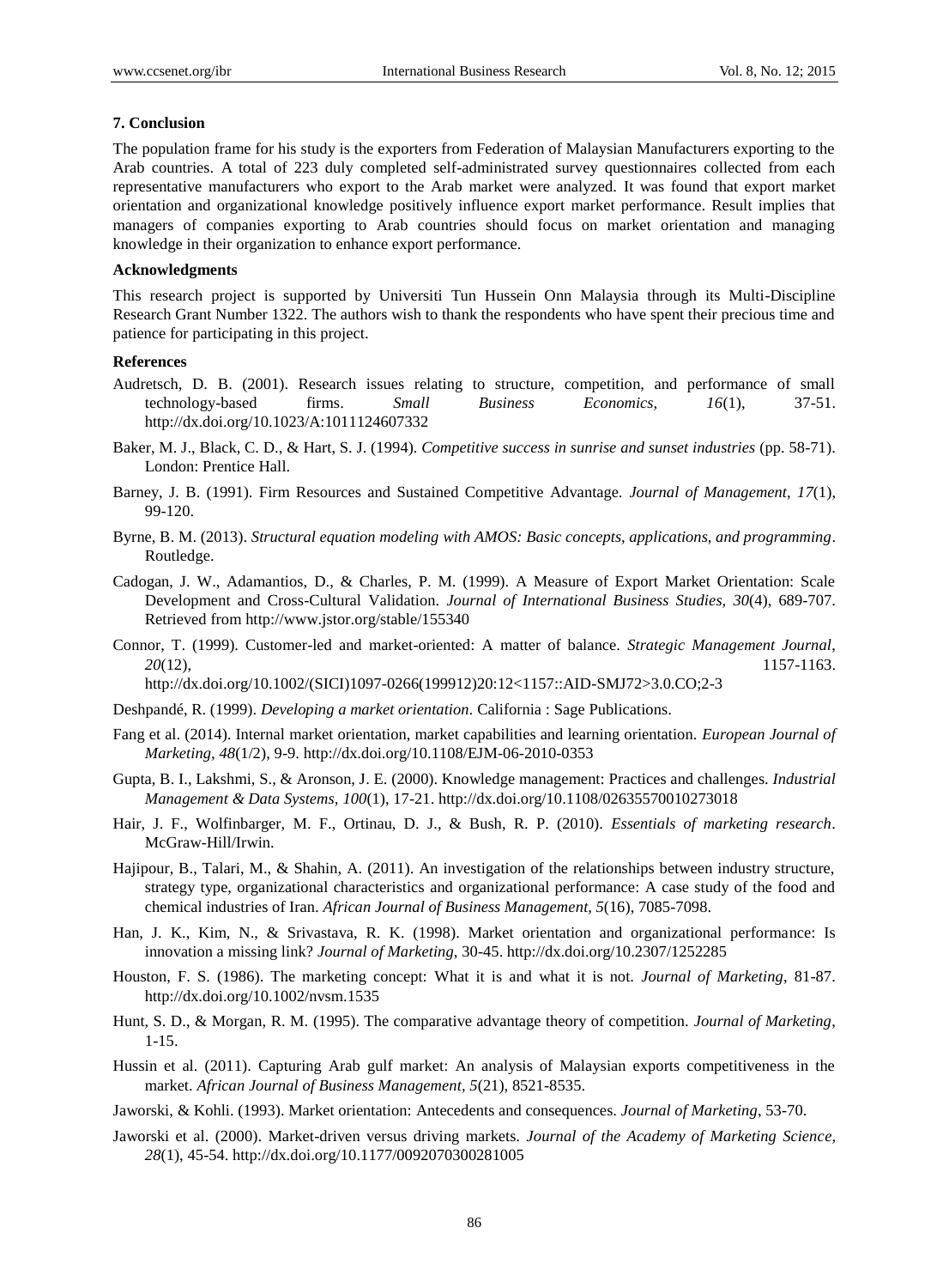## 7. Conclusion

The population frame for his study is the exporters from Federation of Malaysian Manufacturers exporting to the Arab countries. A total of 223 duly completed self-administrated survey questionnaires collected from each representative manufacturers who export to the Arab market were analyzed. It was found that export market orientation and organizational knowledge positively influence export market performance. Result implies that managers of companies exporting to Arab countries should focus on market orientation and managing knowledge in their organization to enhance export performance.

## Acknowledgments

This research project is supported by Universiti Tun Hussein Onn Malaysia through its Multi-Discipline Research Grant Number 1322. The authors wish to thank the respondents who have spent their precious time and patience for participating in this project.

## References

Audretsch, D. B. (2001). Research issues relating to structure, competition, and performance of small technology-based firms. *Small Business Economics, 16*(1), 37-51. http://dx.doi.org/10.1023/A:1011124607332

Baker, M. J., Black, C. D., & Hart, S. J. (1994). *Competitive success in sunrise and sunset industries* (pp. 58-71). London: Prentice Hall.

Barney, J. B. (1991). Firm Resources and Sustained Competitive Advantage. *Journal of Management, 17*(1), 99-120.

Byrne, B. M. (2013). *Structural equation modeling with AMOS: Basic concepts, applications, and programming*. Routledge.

Cadogan, J. W., Adamantios, D., & Charles, P. M. (1999). A Measure of Export Market Orientation: Scale Development and Cross-Cultural Validation. *Journal of International Business Studies, 30*(4), 689-707. Retrieved from http://www.jstor.org/stable/155340

Connor, T. (1999). Customer-led and market-oriented: A matter of balance. *Strategic Management Journal, 20*(12), 1157-1163. http://dx.doi.org/10.1002/(SICI)1097-0266(199912)20:12<1157::AID-SMJ72>3.0.CO;2-3

Deshpandé, R. (1999). *Developing a market orientation*. California : Sage Publications.

Fang et al. (2014). Internal market orientation, market capabilities and learning orientation. *European Journal of Marketing, 48*(1/2), 9-9. http://dx.doi.org/10.1108/EJM-06-2010-0353

Gupta, B. I., Lakshmi, S., & Aronson, J. E. (2000). Knowledge management: Practices and challenges. *Industrial Management & Data Systems, 100*(1), 17-21. http://dx.doi.org/10.1108/02635570010273018

Hair, J. F., Wolfinbarger, M. F., Ortinau, D. J., & Bush, R. P. (2010). *Essentials of marketing research*. McGraw-Hill/Irwin.

Hajipour, B., Talari, M., & Shahin, A. (2011). An investigation of the relationships between industry structure, strategy type, organizational characteristics and organizational performance: A case study of the food and chemical industries of Iran. *African Journal of Business Management, 5*(16), 7085-7098.

Han, J. K., Kim, N., & Srivastava, R. K. (1998). Market orientation and organizational performance: Is innovation a missing link? *Journal of Marketing*, 30-45. http://dx.doi.org/10.2307/1252285

Houston, F. S. (1986). The marketing concept: What it is and what it is not. *Journal of Marketing*, 81-87. http://dx.doi.org/10.1002/nvsm.1535

Hunt, S. D., & Morgan, R. M. (1995). The comparative advantage theory of competition. *Journal of Marketing*, 1-15.

Hussin et al. (2011). Capturing Arab gulf market: An analysis of Malaysian exports competitiveness in the market. *African Journal of Business Management, 5*(21), 8521-8535.

Jaworski, & Kohli. (1993). Market orientation: Antecedents and consequences. *Journal of Marketing*, 53-70.

Jaworski et al. (2000). Market-driven versus driving markets. *Journal of the Academy of Marketing Science, 28*(1), 45-54. http://dx.doi.org/10.1177/0092070300281005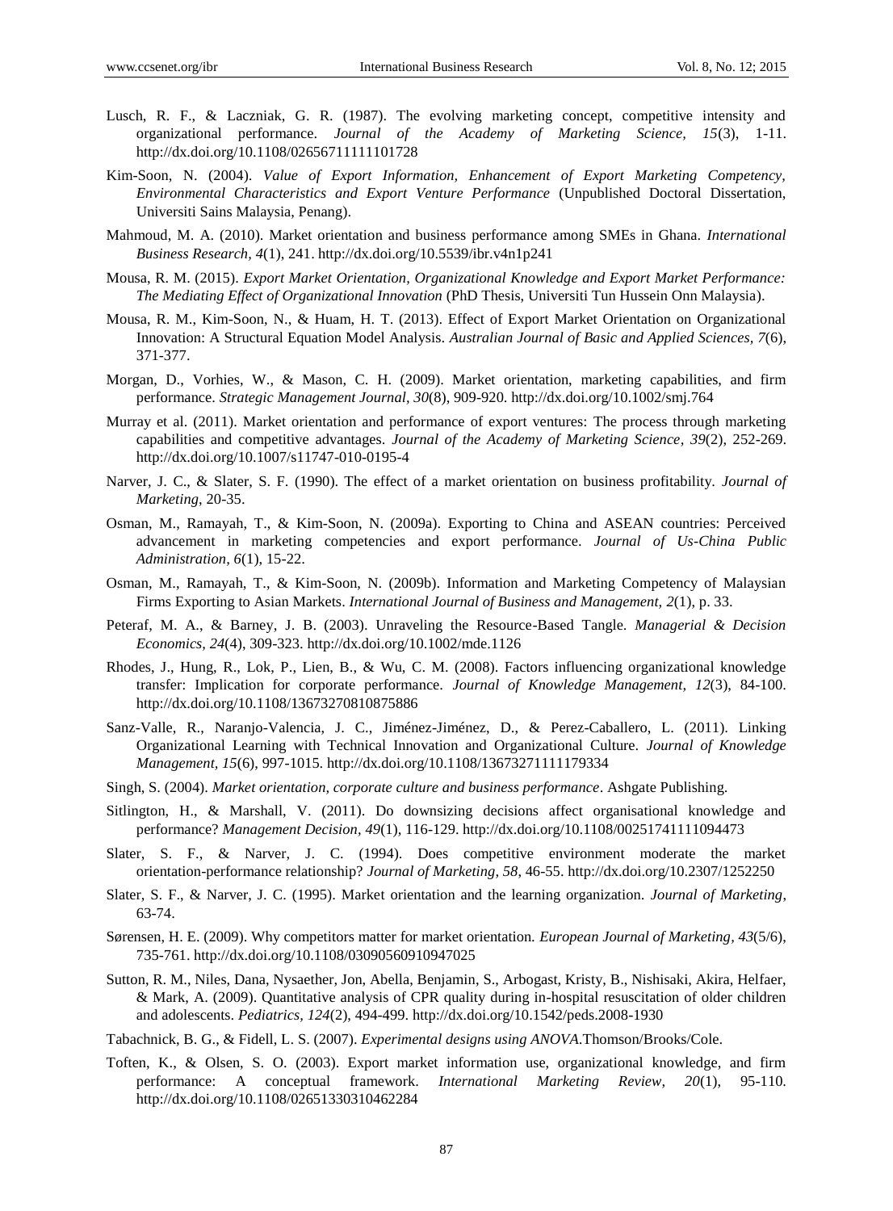Lusch, R. F., & Laczniak, G. R. (1987). The evolving marketing concept, competitive intensity and organizational performance. *Journal of the Academy of Marketing Science, 15*(3), 1-11. http://dx.doi.org/10.1108/02656711111101728

Kim-Soon, N. (2004). *Value of Export Information, Enhancement of Export Marketing Competency, Environmental Characteristics and Export Venture Performance* (Unpublished Doctoral Dissertation, Universiti Sains Malaysia, Penang).

Mahmoud, M. A. (2010). Market orientation and business performance among SMEs in Ghana. *International Business Research, 4*(1), 241. http://dx.doi.org/10.5539/ibr.v4n1p241

Mousa, R. M. (2015). *Export Market Orientation, Organizational Knowledge and Export Market Performance: The Mediating Effect of Organizational Innovation* (PhD Thesis, Universiti Tun Hussein Onn Malaysia).

Mousa, R. M., Kim-Soon, N., & Huam, H. T. (2013). Effect of Export Market Orientation on Organizational Innovation: A Structural Equation Model Analysis. *Australian Journal of Basic and Applied Sciences, 7*(6), 371-377.

Morgan, D., Vorhies, W., & Mason, C. H. (2009). Market orientation, marketing capabilities, and firm performance. *Strategic Management Journal, 30*(8), 909-920. http://dx.doi.org/10.1002/smj.764

Murray et al. (2011). Market orientation and performance of export ventures: The process through marketing capabilities and competitive advantages. *Journal of the Academy of Marketing Science, 39*(2), 252-269. http://dx.doi.org/10.1007/s11747-010-0195-4

Narver, J. C., & Slater, S. F. (1990). The effect of a market orientation on business profitability. *Journal of Marketing*, 20-35.

Osman, M., Ramayah, T., & Kim-Soon, N. (2009a). Exporting to China and ASEAN countries: Perceived advancement in marketing competencies and export performance. *Journal of Us-China Public Administration, 6*(1), 15-22.

Osman, M., Ramayah, T., & Kim-Soon, N. (2009b). Information and Marketing Competency of Malaysian Firms Exporting to Asian Markets. *International Journal of Business and Management, 2*(1), p. 33.

Peteraf, M. A., & Barney, J. B. (2003). Unraveling the Resource-Based Tangle. *Managerial & Decision Economics, 24*(4), 309-323. http://dx.doi.org/10.1002/mde.1126

Rhodes, J., Hung, R., Lok, P., Lien, B., & Wu, C. M. (2008). Factors influencing organizational knowledge transfer: Implication for corporate performance. *Journal of Knowledge Management, 12*(3), 84-100. http://dx.doi.org/10.1108/13673270810875886

Sanz-Valle, R., Naranjo-Valencia, J. C., Jiménez-Jiménez, D., & Perez-Caballero, L. (2011). Linking Organizational Learning with Technical Innovation and Organizational Culture. *Journal of Knowledge Management, 15*(6), 997-1015. http://dx.doi.org/10.1108/13673271111179334

Singh, S. (2004). *Market orientation, corporate culture and business performance*. Ashgate Publishing.

Sitlington, H., & Marshall, V. (2011). Do downsizing decisions affect organisational knowledge and performance? *Management Decision, 49*(1), 116-129. http://dx.doi.org/10.1108/00251741111094473

Slater, S. F., & Narver, J. C. (1994). Does competitive environment moderate the market orientation-performance relationship? *Journal of Marketing, 58*, 46-55. http://dx.doi.org/10.2307/1252250

Slater, S. F., & Narver, J. C. (1995). Market orientation and the learning organization. *Journal of Marketing*, 63-74.

Sørensen, H. E. (2009). Why competitors matter for market orientation. *European Journal of Marketing, 43*(5/6), 735-761. http://dx.doi.org/10.1108/03090560910947025

Sutton, R. M., Niles, Dana, Nysaether, Jon, Abella, Benjamin, S., Arbogast, Kristy, B., Nishisaki, Akira, Helfaer, & Mark, A. (2009). Quantitative analysis of CPR quality during in-hospital resuscitation of older children and adolescents. *Pediatrics, 124*(2), 494-499. http://dx.doi.org/10.1542/peds.2008-1930

Tabachnick, B. G., & Fidell, L. S. (2007). *Experimental designs using ANOVA*.Thomson/Brooks/Cole.

Toften, K., & Olsen, S. O. (2003). Export market information use, organizational knowledge, and firm performance: A conceptual framework. *International Marketing Review, 20*(1), 95-110. http://dx.doi.org/10.1108/02651330310462284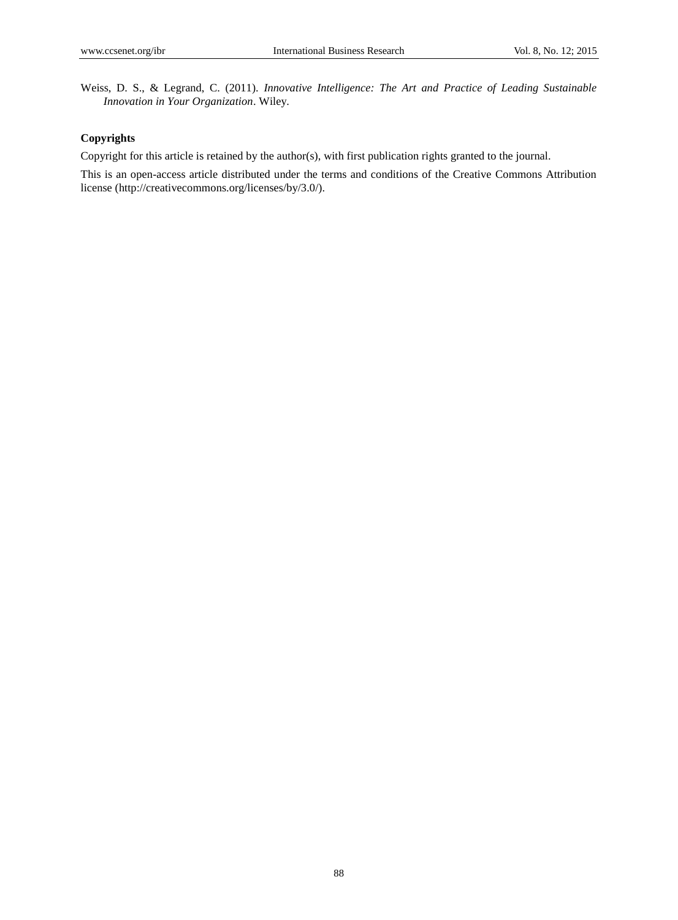Weiss, D. S., & Legrand, C. (2011). *Innovative Intelligence: The Art and Practice of Leading Sustainable Innovation in Your Organization*. Wiley.

### Copyrights

Copyright for this article is retained by the author(s), with first publication rights granted to the journal.

This is an open-access article distributed under the terms and conditions of the Creative Commons Attribution license (http://creativecommons.org/licenses/by/3.0/).